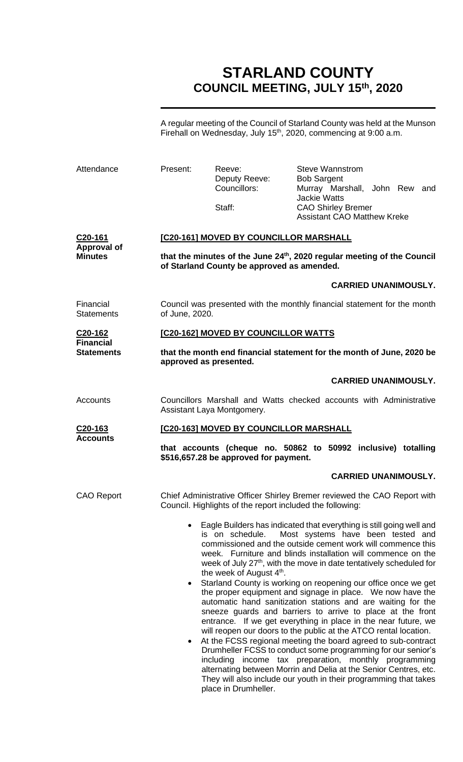# STARLAND COUNTY
## COUNCIL MEETING, JULY 15th, 2020

A regular meeting of the Council of Starland County was held at the Munson Firehall on Wednesday, July 15th, 2020, commencing at 9:00 a.m.

| Attendance | Present: | Reeve: | Steve Wannstrom |
|---|---|---|---|
| | | Deputy Reeve: | Bob Sargent |
| | | Councillors: | Murray Marshall, John Rew and Jackie Watts |
| | | Staff: | CAO Shirley Bremer |
| | | | Assistant CAO Matthew Kreke |

**C20-161**
**Approval of Minutes**

**[C20-161] MOVED BY COUNCILLOR MARSHALL**

**that the minutes of the June 24th, 2020 regular meeting of the Council of Starland County be approved as amended.**

**CARRIED UNANIMOUSLY.**

Financial Statements

Council was presented with the monthly financial statement for the month of June, 2020.

**C20-162**
**Financial Statements**

**[C20-162] MOVED BY COUNCILLOR WATTS**

**that the month end financial statement for the month of June, 2020 be approved as presented.**

**CARRIED UNANIMOUSLY.**

Accounts

Councillors Marshall and Watts checked accounts with Administrative Assistant Laya Montgomery.

**C20-163**
**Accounts**

**[C20-163] MOVED BY COUNCILLOR MARSHALL**

**that accounts (cheque no. 50862 to 50992 inclusive) totalling $516,657.28 be approved for payment.**

**CARRIED UNANIMOUSLY.**

CAO Report

Chief Administrative Officer Shirley Bremer reviewed the CAO Report with Council. Highlights of the report included the following:

- Eagle Builders has indicated that everything is still going well and is on schedule. Most systems have been tested and commissioned and the outside cement work will commence this week. Furniture and blinds installation will commence on the week of July 27th, with the move in date tentatively scheduled for the week of August 4th.
- Starland County is working on reopening our office once we get the proper equipment and signage in place. We now have the automatic hand sanitization stations and are waiting for the sneeze guards and barriers to arrive to place at the front entrance. If we get everything in place in the near future, we will reopen our doors to the public at the ATCO rental location.
- At the FCSS regional meeting the board agreed to sub-contract Drumheller FCSS to conduct some programming for our senior's including income tax preparation, monthly programming alternating between Morrin and Delia at the Senior Centres, etc. They will also include our youth in their programming that takes place in Drumheller.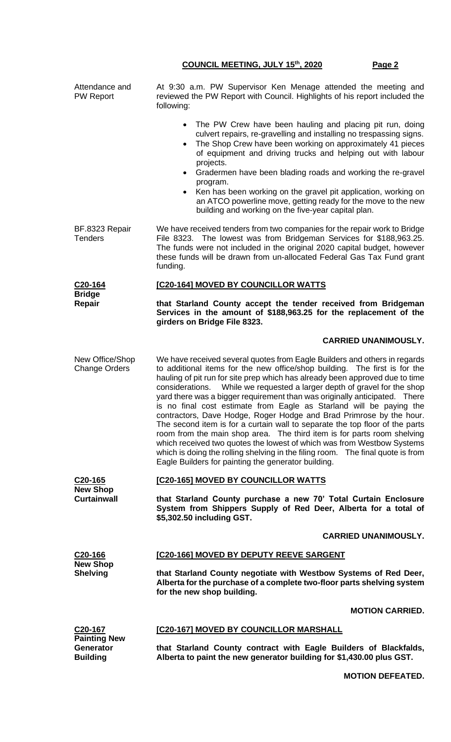Attendance and PW Report

At 9:30 a.m. PW Supervisor Ken Menage attended the meeting and reviewed the PW Report with Council. Highlights of his report included the following:

- The PW Crew have been hauling and placing pit run, doing culvert repairs, re-gravelling and installing no trespassing signs.
- The Shop Crew have been working on approximately 41 pieces of equipment and driving trucks and helping out with labour projects.
- Gradermen have been blading roads and working the re-gravel program.
- Ken has been working on the gravel pit application, working on an ATCO powerline move, getting ready for the move to the new building and working on the five-year capital plan.

BF.8323 Repair Tenders

We have received tenders from two companies for the repair work to Bridge File 8323. The lowest was from Bridgeman Services for $188,963.25. The funds were not included in the original 2020 capital budget, however these funds will be drawn from un-allocated Federal Gas Tax Fund grant funding.

**C20-164**
**Bridge Repair**

**[C20-164] MOVED BY COUNCILLOR WATTS**

**that Starland County accept the tender received from Bridgeman Services in the amount of $188,963.25 for the replacement of the girders on Bridge File 8323.**

**CARRIED UNANIMOUSLY.**

New Office/Shop Change Orders

We have received several quotes from Eagle Builders and others in regards to additional items for the new office/shop building. The first is for the hauling of pit run for site prep which has already been approved due to time considerations. While we requested a larger depth of gravel for the shop yard there was a bigger requirement than was originally anticipated. There is no final cost estimate from Eagle as Starland will be paying the contractors, Dave Hodge, Roger Hodge and Brad Primrose by the hour. The second item is for a curtain wall to separate the top floor of the parts room from the main shop area. The third item is for parts room shelving which received two quotes the lowest of which was from Westbow Systems which is doing the rolling shelving in the filing room. The final quote is from Eagle Builders for painting the generator building.

**C20-165**
**New Shop Curtainwall**

**[C20-165] MOVED BY COUNCILLOR WATTS**

**that Starland County purchase a new 70' Total Curtain Enclosure System from Shippers Supply of Red Deer, Alberta for a total of $5,302.50 including GST.**

**CARRIED UNANIMOUSLY.**

**C20-166**
**New Shop Shelving**

**[C20-166] MOVED BY DEPUTY REEVE SARGENT**

**that Starland County negotiate with Westbow Systems of Red Deer, Alberta for the purchase of a complete two-floor parts shelving system for the new shop building.**

**MOTION CARRIED.**

**C20-167**
**Painting New Generator Building**

**[C20-167] MOVED BY COUNCILLOR MARSHALL**

**that Starland County contract with Eagle Builders of Blackfalds, Alberta to paint the new generator building for $1,430.00 plus GST.**

**MOTION DEFEATED.**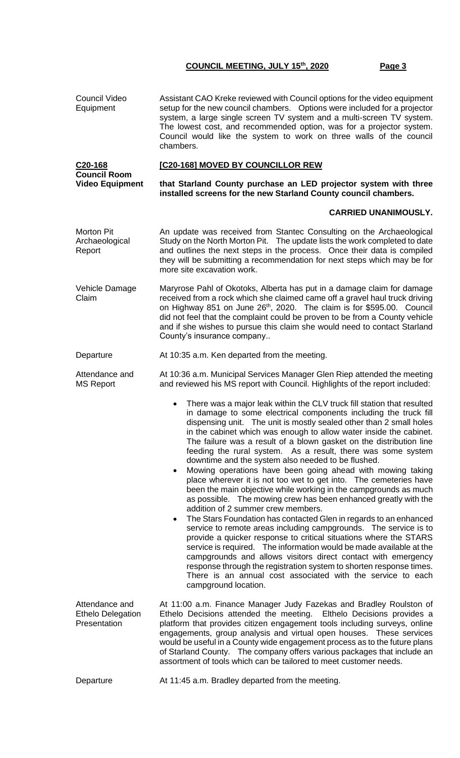Council Video Equipment

Assistant CAO Kreke reviewed with Council options for the video equipment setup for the new council chambers. Options were included for a projector system, a large single screen TV system and a multi-screen TV system. The lowest cost, and recommended option, was for a projector system. Council would like the system to work on three walls of the council chambers.

**C20-168**
**Council Room Video Equipment**

**[C20-168] MOVED BY COUNCILLOR REW**

**that Starland County purchase an LED projector system with three installed screens for the new Starland County council chambers.**

**CARRIED UNANIMOUSLY.**

Morton Pit Archaeological Report

An update was received from Stantec Consulting on the Archaeological Study on the North Morton Pit. The update lists the work completed to date and outlines the next steps in the process. Once their data is compiled they will be submitting a recommendation for next steps which may be for more site excavation work.

Vehicle Damage Claim

Maryrose Pahl of Okotoks, Alberta has put in a damage claim for damage received from a rock which she claimed came off a gravel haul truck driving on Highway 851 on June 26th, 2020. The claim is for $595.00. Council did not feel that the complaint could be proven to be from a County vehicle and if she wishes to pursue this claim she would need to contact Starland County's insurance company..

Departure

At 10:35 a.m. Ken departed from the meeting.

Attendance and MS Report

At 10:36 a.m. Municipal Services Manager Glen Riep attended the meeting and reviewed his MS report with Council. Highlights of the report included:

- There was a major leak within the CLV truck fill station that resulted in damage to some electrical components including the truck fill dispensing unit. The unit is mostly sealed other than 2 small holes in the cabinet which was enough to allow water inside the cabinet. The failure was a result of a blown gasket on the distribution line feeding the rural system. As a result, there was some system downtime and the system also needed to be flushed.
- Mowing operations have been going ahead with mowing taking place wherever it is not too wet to get into. The cemeteries have been the main objective while working in the campgrounds as much as possible. The mowing crew has been enhanced greatly with the addition of 2 summer crew members.
- The Stars Foundation has contacted Glen in regards to an enhanced service to remote areas including campgrounds. The service is to provide a quicker response to critical situations where the STARS service is required. The information would be made available at the campgrounds and allows visitors direct contact with emergency response through the registration system to shorten response times. There is an annual cost associated with the service to each campground location.

Attendance and Ethelo Delegation Presentation

At 11:00 a.m. Finance Manager Judy Fazekas and Bradley Roulston of Ethelo Decisions attended the meeting. Elthelo Decisions provides a platform that provides citizen engagement tools including surveys, online engagements, group analysis and virtual open houses. These services would be useful in a County wide engagement process as to the future plans of Starland County. The company offers various packages that include an assortment of tools which can be tailored to meet customer needs.

Departure

At 11:45 a.m. Bradley departed from the meeting.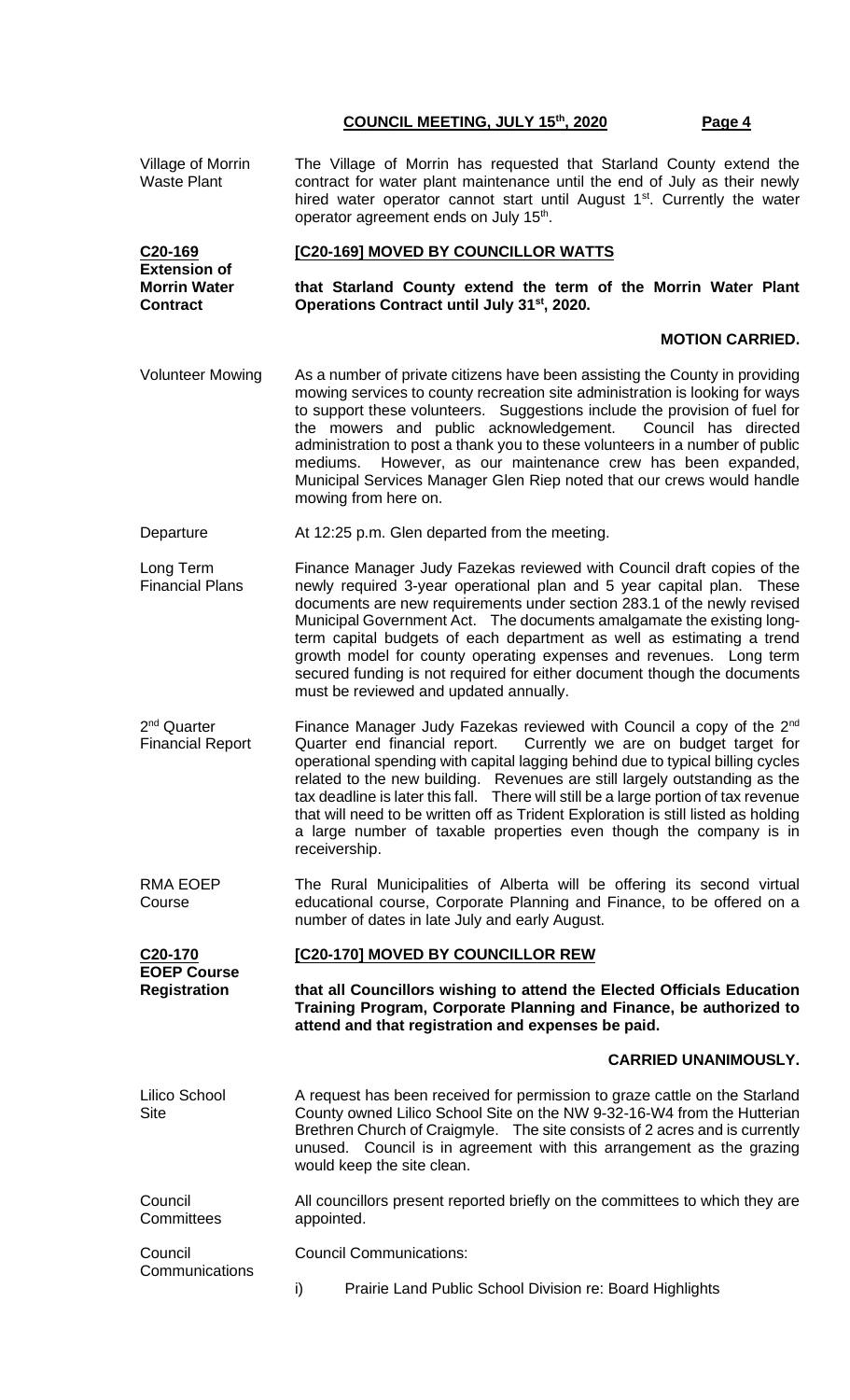**Village of Morrin Waste Plant**

The Village of Morrin has requested that Starland County extend the contract for water plant maintenance until the end of July as their newly hired water operator cannot start until August 1st. Currently the water operator agreement ends on July 15th.

**C20-169 Extension of Morrin Water Contract**

**[C20-169] MOVED BY COUNCILLOR WATTS**

**that Starland County extend the term of the Morrin Water Plant Operations Contract until July 31st, 2020.**

**MOTION CARRIED.**

**Volunteer Mowing**

As a number of private citizens have been assisting the County in providing mowing services to county recreation site administration is looking for ways to support these volunteers. Suggestions include the provision of fuel for the mowers and public acknowledgement. Council has directed administration to post a thank you to these volunteers in a number of public mediums. However, as our maintenance crew has been expanded, Municipal Services Manager Glen Riep noted that our crews would handle mowing from here on.

**Departure**

At 12:25 p.m. Glen departed from the meeting.

**Long Term Financial Plans**

Finance Manager Judy Fazekas reviewed with Council draft copies of the newly required 3-year operational plan and 5 year capital plan. These documents are new requirements under section 283.1 of the newly revised Municipal Government Act. The documents amalgamate the existing long-term capital budgets of each department as well as estimating a trend growth model for county operating expenses and revenues. Long term secured funding is not required for either document though the documents must be reviewed and updated annually.

**2nd Quarter Financial Report**

Finance Manager Judy Fazekas reviewed with Council a copy of the 2nd Quarter end financial report. Currently we are on budget target for operational spending with capital lagging behind due to typical billing cycles related to the new building. Revenues are still largely outstanding as the tax deadline is later this fall. There will still be a large portion of tax revenue that will need to be written off as Trident Exploration is still listed as holding a large number of taxable properties even though the company is in receivership.

**RMA EOEP Course**

The Rural Municipalities of Alberta will be offering its second virtual educational course, Corporate Planning and Finance, to be offered on a number of dates in late July and early August.

**C20-170 EOEP Course Registration**

**[C20-170] MOVED BY COUNCILLOR REW**

**that all Councillors wishing to attend the Elected Officials Education Training Program, Corporate Planning and Finance, be authorized to attend and that registration and expenses be paid.**

**CARRIED UNANIMOUSLY.**

**Lilico School Site**

A request has been received for permission to graze cattle on the Starland County owned Lilico School Site on the NW 9-32-16-W4 from the Hutterian Brethren Church of Craigmyle. The site consists of 2 acres and is currently unused. Council is in agreement with this arrangement as the grazing would keep the site clean.

**Council Committees**

All councillors present reported briefly on the committees to which they are appointed.

**Council Communications**

Council Communications:

i) Prairie Land Public School Division re: Board Highlights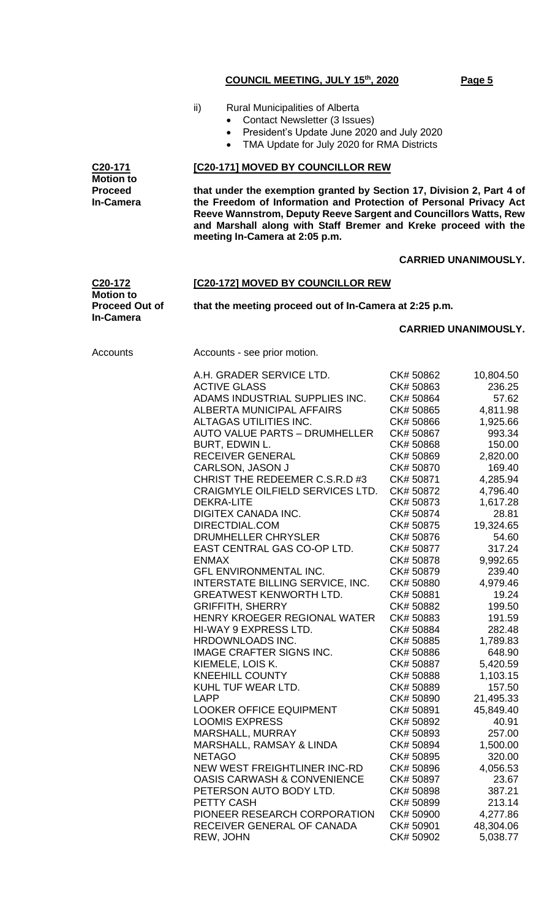ii) Rural Municipalities of Alberta
- Contact Newsletter (3 Issues)
- President's Update June 2020 and July 2020
- TMA Update for July 2020 for RMA Districts

**C20-171**
**Motion to Proceed In-Camera**

**[C20-171] MOVED BY COUNCILLOR REW**

**that under the exemption granted by Section 17, Division 2, Part 4 of the Freedom of Information and Protection of Personal Privacy Act Reeve Wannstrom, Deputy Reeve Sargent and Councillors Watts, Rew and Marshall along with Staff Bremer and Kreke proceed with the meeting In-Camera at 2:05 p.m.**

**CARRIED UNANIMOUSLY.**

**C20-172**
**Motion to Proceed Out of In-Camera**

**[C20-172] MOVED BY COUNCILLOR REW**

**that the meeting proceed out of In-Camera at 2:25 p.m.**

**CARRIED UNANIMOUSLY.**

Accounts

Accounts - see prior motion.

| | | |
|---|---|---|
| A.H. GRADER SERVICE LTD. | CK# 50862 | 10,804.50 |
| ACTIVE GLASS | CK# 50863 | 236.25 |
| ADAMS INDUSTRIAL SUPPLIES INC. | CK# 50864 | 57.62 |
| ALBERTA MUNICIPAL AFFAIRS | CK# 50865 | 4,811.98 |
| ALTAGAS UTILITIES INC. | CK# 50866 | 1,925.66 |
| AUTO VALUE PARTS – DRUMHELLER | CK# 50867 | 993.34 |
| BURT, EDWIN L. | CK# 50868 | 150.00 |
| RECEIVER GENERAL | CK# 50869 | 2,820.00 |
| CARLSON, JASON J | CK# 50870 | 169.40 |
| CHRIST THE REDEEMER C.S.R.D #3 | CK# 50871 | 4,285.94 |
| CRAIGMYLE OILFIELD SERVICES LTD. | CK# 50872 | 4,796.40 |
| DEKRA-LITE | CK# 50873 | 1,617.28 |
| DIGITEX CANADA INC. | CK# 50874 | 28.81 |
| DIRECTDIAL.COM | CK# 50875 | 19,324.65 |
| DRUMHELLER CHRYSLER | CK# 50876 | 54.60 |
| EAST CENTRAL GAS CO-OP LTD. | CK# 50877 | 317.24 |
| ENMAX | CK# 50878 | 9,992.65 |
| GFL ENVIRONMENTAL INC. | CK# 50879 | 239.40 |
| INTERSTATE BILLING SERVICE, INC. | CK# 50880 | 4,979.46 |
| GREATWEST KENWORTH LTD. | CK# 50881 | 19.24 |
| GRIFFITH, SHERRY | CK# 50882 | 199.50 |
| HENRY KROEGER REGIONAL WATER | CK# 50883 | 191.59 |
| HI-WAY 9 EXPRESS LTD. | CK# 50884 | 282.48 |
| HRDOWNLOADS INC. | CK# 50885 | 1,789.83 |
| IMAGE CRAFTER SIGNS INC. | CK# 50886 | 648.90 |
| KIEMELE, LOIS K. | CK# 50887 | 5,420.59 |
| KNEEHILL COUNTY | CK# 50888 | 1,103.15 |
| KUHL TUF WEAR LTD. | CK# 50889 | 157.50 |
| LAPP | CK# 50890 | 21,495.33 |
| LOOKER OFFICE EQUIPMENT | CK# 50891 | 45,849.40 |
| LOOMIS EXPRESS | CK# 50892 | 40.91 |
| MARSHALL, MURRAY | CK# 50893 | 257.00 |
| MARSHALL, RAMSAY & LINDA | CK# 50894 | 1,500.00 |
| NETAGO | CK# 50895 | 320.00 |
| NEW WEST FREIGHTLINER INC-RD | CK# 50896 | 4,056.53 |
| OASIS CARWASH & CONVENIENCE | CK# 50897 | 23.67 |
| PETERSON AUTO BODY LTD. | CK# 50898 | 387.21 |
| PETTY CASH | CK# 50899 | 213.14 |
| PIONEER RESEARCH CORPORATION | CK# 50900 | 4,277.86 |
| RECEIVER GENERAL OF CANADA | CK# 50901 | 48,304.06 |
| REW, JOHN | CK# 50902 | 5,038.77 |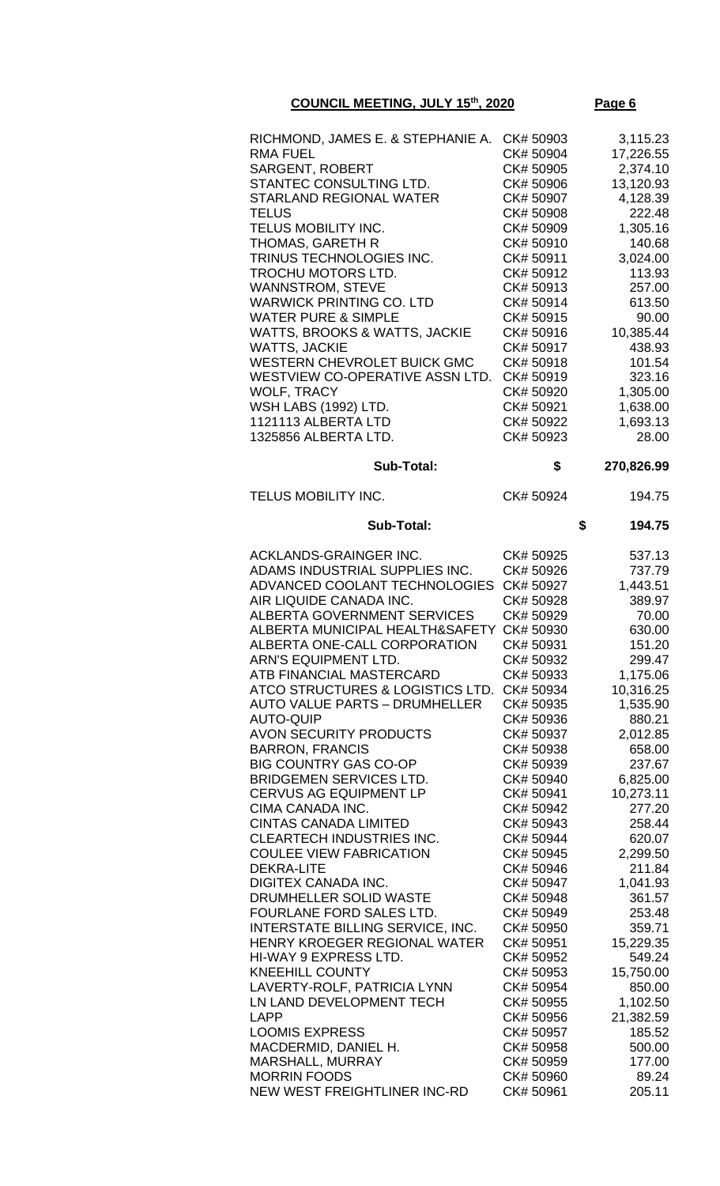**COUNCIL MEETING, JULY 15th, 2020**

| Payee | Cheque | Amount |
|---|---|---|
| RICHMOND, JAMES E. & STEPHANIE A. | CK# 50903 | 3,115.23 |
| RMA FUEL | CK# 50904 | 17,226.55 |
| SARGENT, ROBERT | CK# 50905 | 2,374.10 |
| STANTEC CONSULTING LTD. | CK# 50906 | 13,120.93 |
| STARLAND REGIONAL WATER | CK# 50907 | 4,128.39 |
| TELUS | CK# 50908 | 222.48 |
| TELUS MOBILITY INC. | CK# 50909 | 1,305.16 |
| THOMAS, GARETH R | CK# 50910 | 140.68 |
| TRINUS TECHNOLOGIES INC. | CK# 50911 | 3,024.00 |
| TROCHU MOTORS LTD. | CK# 50912 | 113.93 |
| WANNSTROM, STEVE | CK# 50913 | 257.00 |
| WARWICK PRINTING CO. LTD | CK# 50914 | 613.50 |
| WATER PURE & SIMPLE | CK# 50915 | 90.00 |
| WATTS, BROOKS & WATTS, JACKIE | CK# 50916 | 10,385.44 |
| WATTS, JACKIE | CK# 50917 | 438.93 |
| WESTERN CHEVROLET BUICK GMC | CK# 50918 | 101.54 |
| WESTVIEW CO-OPERATIVE ASSN LTD. | CK# 50919 | 323.16 |
| WOLF, TRACY | CK# 50920 | 1,305.00 |
| WSH LABS (1992) LTD. | CK# 50921 | 1,638.00 |
| 1121113 ALBERTA LTD | CK# 50922 | 1,693.13 |
| 1325856 ALBERTA LTD. | CK# 50923 | 28.00 |
| **Sub-Total:** | **$** | **270,826.99** |
| TELUS MOBILITY INC. | CK# 50924 | 194.75 |
| **Sub-Total:** | | **$ 194.75** |
| ACKLANDS-GRAINGER INC. | CK# 50925 | 537.13 |
| ADAMS INDUSTRIAL SUPPLIES INC. | CK# 50926 | 737.79 |
| ADVANCED COOLANT TECHNOLOGIES | CK# 50927 | 1,443.51 |
| AIR LIQUIDE CANADA INC. | CK# 50928 | 389.97 |
| ALBERTA GOVERNMENT SERVICES | CK# 50929 | 70.00 |
| ALBERTA MUNICIPAL HEALTH&SAFETY | CK# 50930 | 630.00 |
| ALBERTA ONE-CALL CORPORATION | CK# 50931 | 151.20 |
| ARN'S EQUIPMENT LTD. | CK# 50932 | 299.47 |
| ATB FINANCIAL MASTERCARD | CK# 50933 | 1,175.06 |
| ATCO STRUCTURES & LOGISTICS LTD. | CK# 50934 | 10,316.25 |
| AUTO VALUE PARTS – DRUMHELLER | CK# 50935 | 1,535.90 |
| AUTO-QUIP | CK# 50936 | 880.21 |
| AVON SECURITY PRODUCTS | CK# 50937 | 2,012.85 |
| BARRON, FRANCIS | CK# 50938 | 658.00 |
| BIG COUNTRY GAS CO-OP | CK# 50939 | 237.67 |
| BRIDGEMEN SERVICES LTD. | CK# 50940 | 6,825.00 |
| CERVUS AG EQUIPMENT LP | CK# 50941 | 10,273.11 |
| CIMA CANADA INC. | CK# 50942 | 277.20 |
| CINTAS CANADA LIMITED | CK# 50943 | 258.44 |
| CLEARTECH INDUSTRIES INC. | CK# 50944 | 620.07 |
| COULEE VIEW FABRICATION | CK# 50945 | 2,299.50 |
| DEKRA-LITE | CK# 50946 | 211.84 |
| DIGITEX CANADA INC. | CK# 50947 | 1,041.93 |
| DRUMHELLER SOLID WASTE | CK# 50948 | 361.57 |
| FOURLANE FORD SALES LTD. | CK# 50949 | 253.48 |
| INTERSTATE BILLING SERVICE, INC. | CK# 50950 | 359.71 |
| HENRY KROEGER REGIONAL WATER | CK# 50951 | 15,229.35 |
| HI-WAY 9 EXPRESS LTD. | CK# 50952 | 549.24 |
| KNEEHILL COUNTY | CK# 50953 | 15,750.00 |
| LAVERTY-ROLF, PATRICIA LYNN | CK# 50954 | 850.00 |
| LN LAND DEVELOPMENT TECH | CK# 50955 | 1,102.50 |
| LAPP | CK# 50956 | 21,382.59 |
| LOOMIS EXPRESS | CK# 50957 | 185.52 |
| MACDERMID, DANIEL H. | CK# 50958 | 500.00 |
| MARSHALL, MURRAY | CK# 50959 | 177.00 |
| MORRIN FOODS | CK# 50960 | 89.24 |
| NEW WEST FREIGHTLINER INC-RD | CK# 50961 | 205.11 |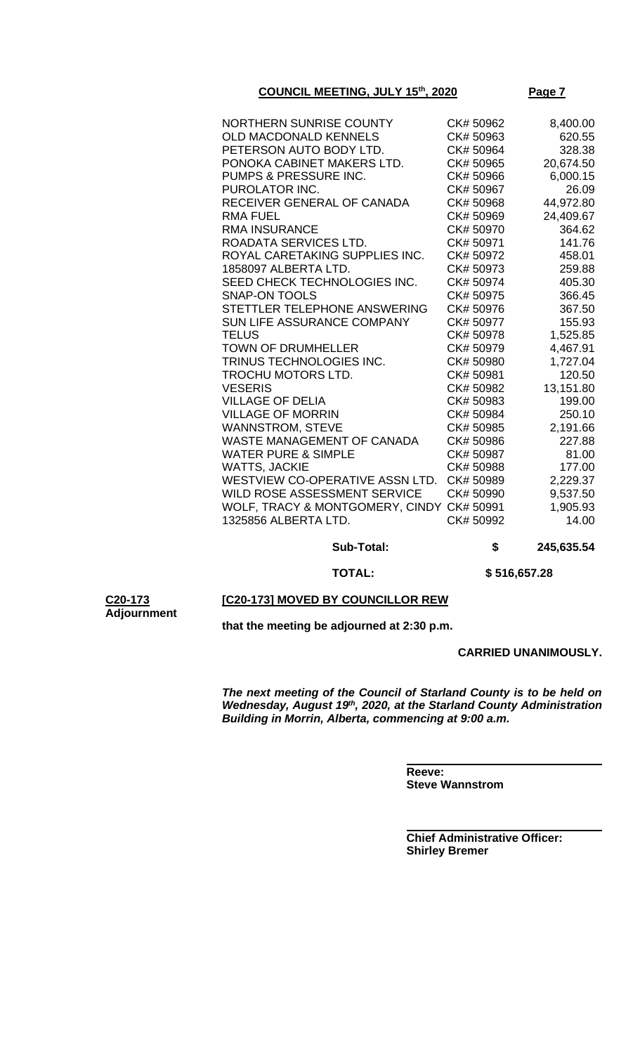| | | |
|---|---|---|
| NORTHERN SUNRISE COUNTY | CK# 50962 | 8,400.00 |
| OLD MACDONALD KENNELS | CK# 50963 | 620.55 |
| PETERSON AUTO BODY LTD. | CK# 50964 | 328.38 |
| PONOKA CABINET MAKERS LTD. | CK# 50965 | 20,674.50 |
| PUMPS & PRESSURE INC. | CK# 50966 | 6,000.15 |
| PUROLATOR INC. | CK# 50967 | 26.09 |
| RECEIVER GENERAL OF CANADA | CK# 50968 | 44,972.80 |
| RMA FUEL | CK# 50969 | 24,409.67 |
| RMA INSURANCE | CK# 50970 | 364.62 |
| ROADATA SERVICES LTD. | CK# 50971 | 141.76 |
| ROYAL CARETAKING SUPPLIES INC. | CK# 50972 | 458.01 |
| 1858097 ALBERTA LTD. | CK# 50973 | 259.88 |
| SEED CHECK TECHNOLOGIES INC. | CK# 50974 | 405.30 |
| SNAP-ON TOOLS | CK# 50975 | 366.45 |
| STETTLER TELEPHONE ANSWERING | CK# 50976 | 367.50 |
| SUN LIFE ASSURANCE COMPANY | CK# 50977 | 155.93 |
| TELUS | CK# 50978 | 1,525.85 |
| TOWN OF DRUMHELLER | CK# 50979 | 4,467.91 |
| TRINUS TECHNOLOGIES INC. | CK# 50980 | 1,727.04 |
| TROCHU MOTORS LTD. | CK# 50981 | 120.50 |
| VESERIS | CK# 50982 | 13,151.80 |
| VILLAGE OF DELIA | CK# 50983 | 199.00 |
| VILLAGE OF MORRIN | CK# 50984 | 250.10 |
| WANNSTROM, STEVE | CK# 50985 | 2,191.66 |
| WASTE MANAGEMENT OF CANADA | CK# 50986 | 227.88 |
| WATER PURE & SIMPLE | CK# 50987 | 81.00 |
| WATTS, JACKIE | CK# 50988 | 177.00 |
| WESTVIEW CO-OPERATIVE ASSN LTD. | CK# 50989 | 2,229.37 |
| WILD ROSE ASSESSMENT SERVICE | CK# 50990 | 9,537.50 |
| WOLF, TRACY & MONTGOMERY, CINDY | CK# 50991 | 1,905.93 |
| 1325856 ALBERTA LTD. | CK# 50992 | 14.00 |
| **Sub-Total:** | **$** | **245,635.54** |
| **TOTAL:** | | **$ 516,657.28** |

**C20-173**
**Adjournment**

**[C20-173] MOVED BY COUNCILLOR REW**

**that the meeting be adjourned at 2:30 p.m.**

**CARRIED UNANIMOUSLY.**

***The next meeting of the Council of Starland County is to be held on Wednesday, August 19th, 2020, at the Starland County Administration Building in Morrin, Alberta, commencing at 9:00 a.m.***

______________________________
**Reeve:**
**Steve Wannstrom**

______________________________
**Chief Administrative Officer:**
**Shirley Bremer**